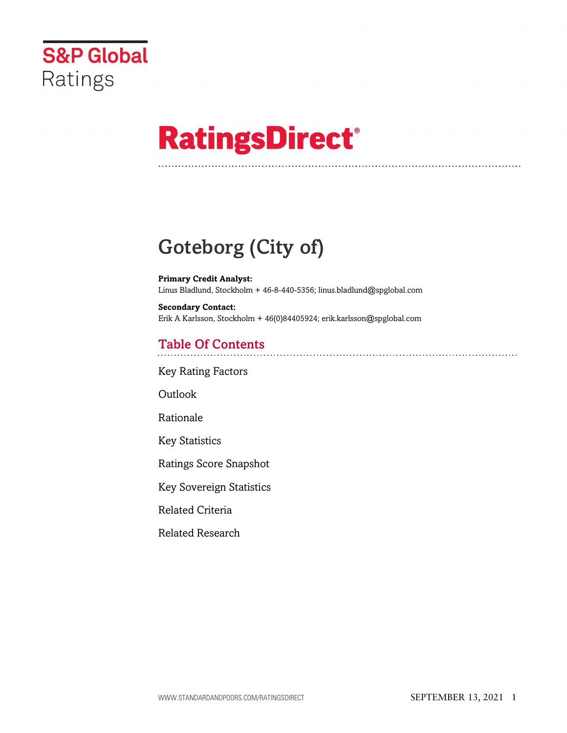S&P Global Ratings

# RatingsDirect®

# Goteborg (City of)

**Primary Credit Analyst:**
Linus Bladlund, Stockholm + 46-8-440-5356; linus.bladlund@spglobal.com

**Secondary Contact:**
Erik A Karlsson, Stockholm + 46(0)84405924; erik.karlsson@spglobal.com

## Table Of Contents

Key Rating Factors

Outlook

Rationale

Key Statistics

Ratings Score Snapshot

Key Sovereign Statistics

Related Criteria

Related Research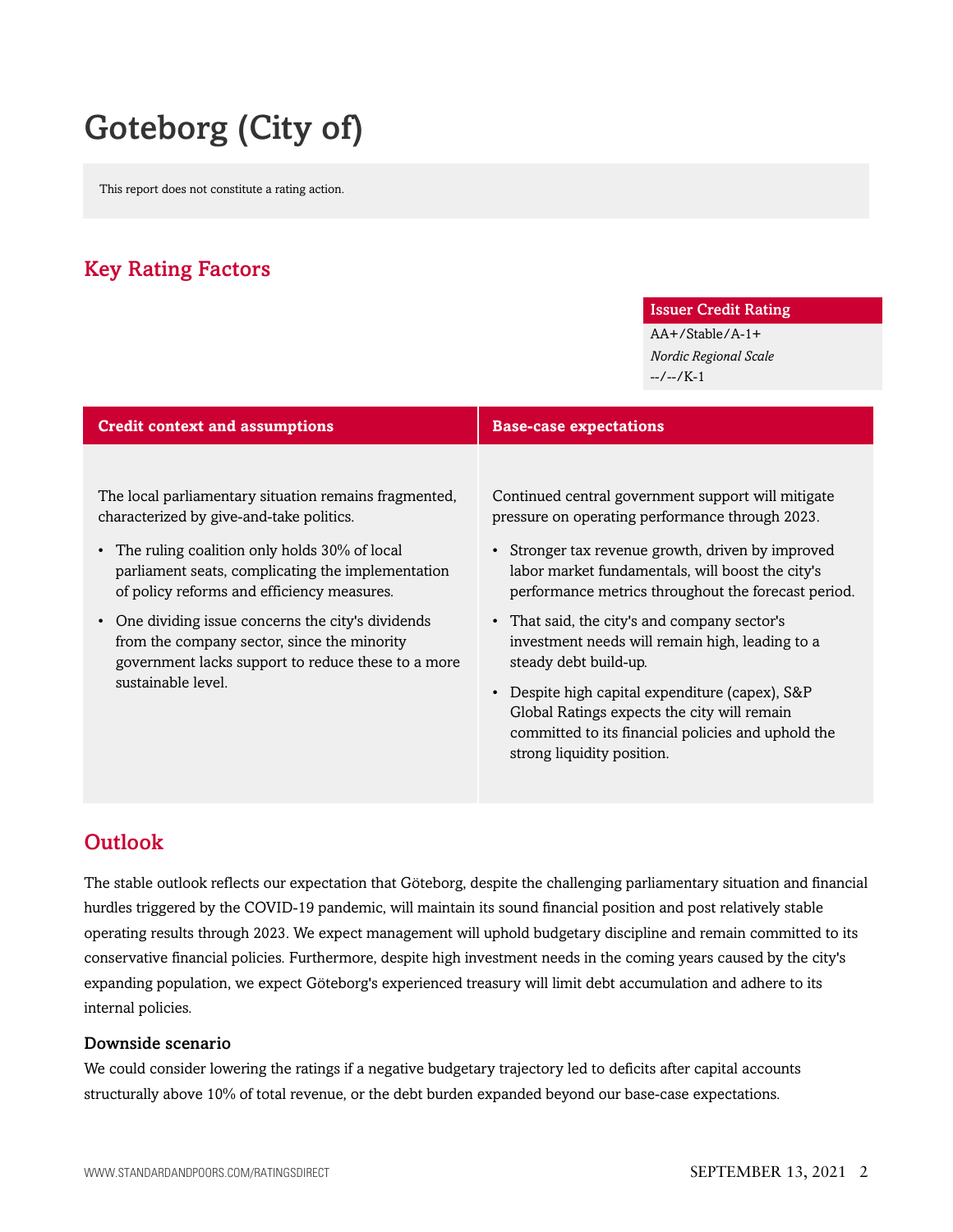# Goteborg (City of)

This report does not constitute a rating action.

## Key Rating Factors

| Issuer Credit Rating |
| --- |
| AA+/Stable/A-1+ |
| *Nordic Regional Scale* |
| --/--/K-1 |

| Credit context and assumptions | Base-case expectations |
| --- | --- |
| The local parliamentary situation remains fragmented, characterized by give-and-take politics.<br>• The ruling coalition only holds 30% of local parliament seats, complicating the implementation of policy reforms and efficiency measures.<br>• One dividing issue concerns the city's dividends from the company sector, since the minority government lacks support to reduce these to a more sustainable level. | Continued central government support will mitigate pressure on operating performance through 2023.<br>• Stronger tax revenue growth, driven by improved labor market fundamentals, will boost the city's performance metrics throughout the forecast period.<br>• That said, the city's and company sector's investment needs will remain high, leading to a steady debt build-up.<br>• Despite high capital expenditure (capex), S&P Global Ratings expects the city will remain committed to its financial policies and uphold the strong liquidity position. |

## Outlook

The stable outlook reflects our expectation that Göteborg, despite the challenging parliamentary situation and financial hurdles triggered by the COVID-19 pandemic, will maintain its sound financial position and post relatively stable operating results through 2023. We expect management will uphold budgetary discipline and remain committed to its conservative financial policies. Furthermore, despite high investment needs in the coming years caused by the city's expanding population, we expect Göteborg's experienced treasury will limit debt accumulation and adhere to its internal policies.

### Downside scenario

We could consider lowering the ratings if a negative budgetary trajectory led to deficits after capital accounts structurally above 10% of total revenue, or the debt burden expanded beyond our base-case expectations.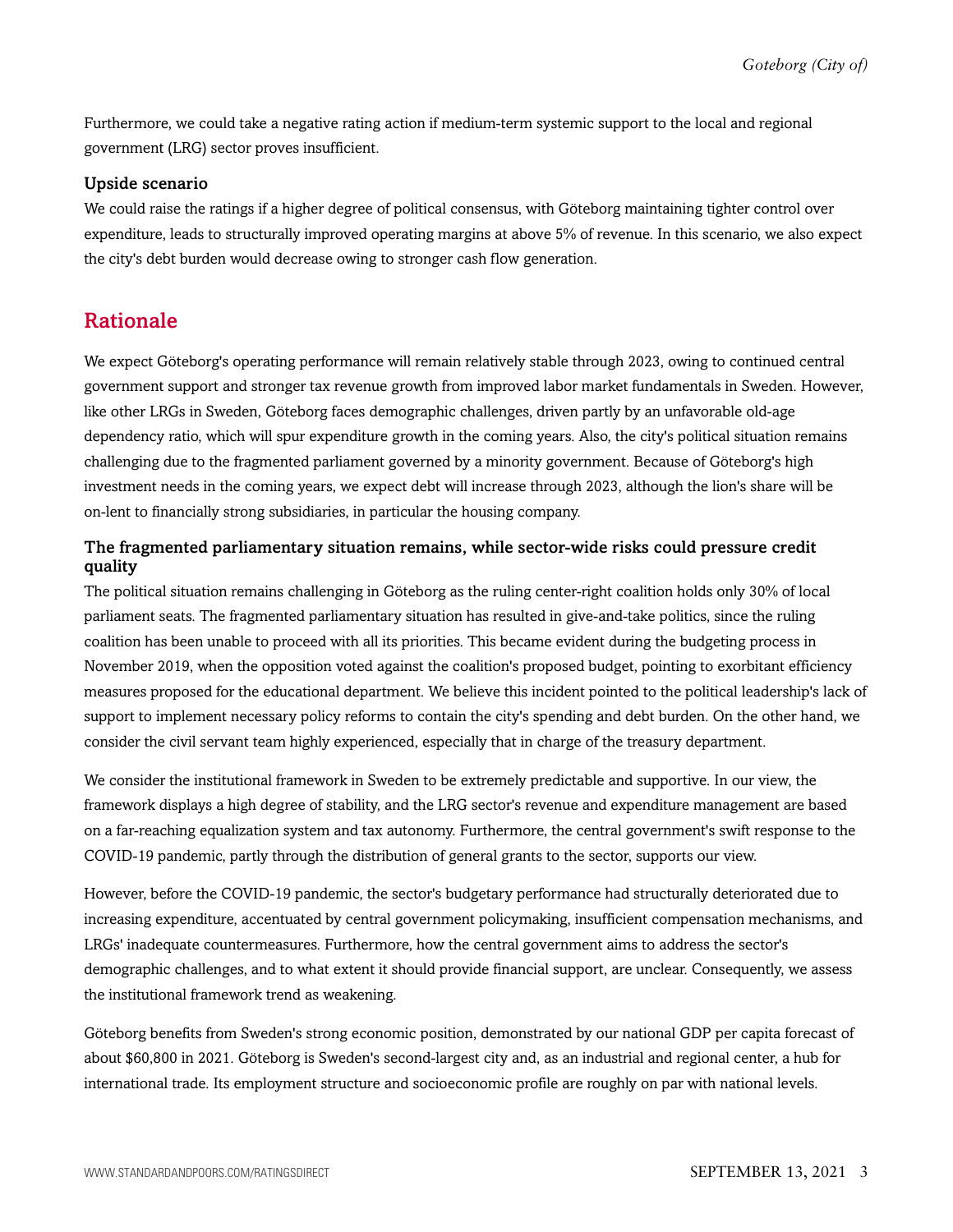Furthermore, we could take a negative rating action if medium-term systemic support to the local and regional government (LRG) sector proves insufficient.

### Upside scenario

We could raise the ratings if a higher degree of political consensus, with Göteborg maintaining tighter control over expenditure, leads to structurally improved operating margins at above 5% of revenue. In this scenario, we also expect the city's debt burden would decrease owing to stronger cash flow generation.

## Rationale

We expect Göteborg's operating performance will remain relatively stable through 2023, owing to continued central government support and stronger tax revenue growth from improved labor market fundamentals in Sweden. However, like other LRGs in Sweden, Göteborg faces demographic challenges, driven partly by an unfavorable old-age dependency ratio, which will spur expenditure growth in the coming years. Also, the city's political situation remains challenging due to the fragmented parliament governed by a minority government. Because of Göteborg's high investment needs in the coming years, we expect debt will increase through 2023, although the lion's share will be on-lent to financially strong subsidiaries, in particular the housing company.

### The fragmented parliamentary situation remains, while sector-wide risks could pressure credit quality

The political situation remains challenging in Göteborg as the ruling center-right coalition holds only 30% of local parliament seats. The fragmented parliamentary situation has resulted in give-and-take politics, since the ruling coalition has been unable to proceed with all its priorities. This became evident during the budgeting process in November 2019, when the opposition voted against the coalition's proposed budget, pointing to exorbitant efficiency measures proposed for the educational department. We believe this incident pointed to the political leadership's lack of support to implement necessary policy reforms to contain the city's spending and debt burden. On the other hand, we consider the civil servant team highly experienced, especially that in charge of the treasury department.

We consider the institutional framework in Sweden to be extremely predictable and supportive. In our view, the framework displays a high degree of stability, and the LRG sector's revenue and expenditure management are based on a far-reaching equalization system and tax autonomy. Furthermore, the central government's swift response to the COVID-19 pandemic, partly through the distribution of general grants to the sector, supports our view.

However, before the COVID-19 pandemic, the sector's budgetary performance had structurally deteriorated due to increasing expenditure, accentuated by central government policymaking, insufficient compensation mechanisms, and LRGs' inadequate countermeasures. Furthermore, how the central government aims to address the sector's demographic challenges, and to what extent it should provide financial support, are unclear. Consequently, we assess the institutional framework trend as weakening.

Göteborg benefits from Sweden's strong economic position, demonstrated by our national GDP per capita forecast of about $60,800 in 2021. Göteborg is Sweden's second-largest city and, as an industrial and regional center, a hub for international trade. Its employment structure and socioeconomic profile are roughly on par with national levels.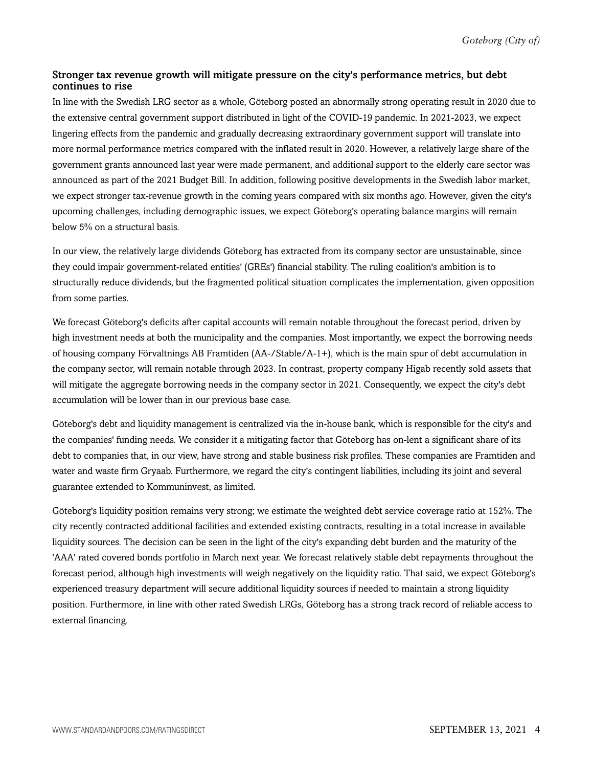### Stronger tax revenue growth will mitigate pressure on the city's performance metrics, but debt continues to rise

In line with the Swedish LRG sector as a whole, Göteborg posted an abnormally strong operating result in 2020 due to the extensive central government support distributed in light of the COVID-19 pandemic. In 2021-2023, we expect lingering effects from the pandemic and gradually decreasing extraordinary government support will translate into more normal performance metrics compared with the inflated result in 2020. However, a relatively large share of the government grants announced last year were made permanent, and additional support to the elderly care sector was announced as part of the 2021 Budget Bill. In addition, following positive developments in the Swedish labor market, we expect stronger tax-revenue growth in the coming years compared with six months ago. However, given the city's upcoming challenges, including demographic issues, we expect Göteborg's operating balance margins will remain below 5% on a structural basis.

In our view, the relatively large dividends Göteborg has extracted from its company sector are unsustainable, since they could impair government-related entities' (GREs') financial stability. The ruling coalition's ambition is to structurally reduce dividends, but the fragmented political situation complicates the implementation, given opposition from some parties.

We forecast Göteborg's deficits after capital accounts will remain notable throughout the forecast period, driven by high investment needs at both the municipality and the companies. Most importantly, we expect the borrowing needs of housing company Förvaltnings AB Framtiden (AA-/Stable/A-1+), which is the main spur of debt accumulation in the company sector, will remain notable through 2023. In contrast, property company Higab recently sold assets that will mitigate the aggregate borrowing needs in the company sector in 2021. Consequently, we expect the city's debt accumulation will be lower than in our previous base case.

Göteborg's debt and liquidity management is centralized via the in-house bank, which is responsible for the city's and the companies' funding needs. We consider it a mitigating factor that Göteborg has on-lent a significant share of its debt to companies that, in our view, have strong and stable business risk profiles. These companies are Framtiden and water and waste firm Gryaab. Furthermore, we regard the city's contingent liabilities, including its joint and several guarantee extended to Kommuninvest, as limited.

Göteborg's liquidity position remains very strong; we estimate the weighted debt service coverage ratio at 152%. The city recently contracted additional facilities and extended existing contracts, resulting in a total increase in available liquidity sources. The decision can be seen in the light of the city's expanding debt burden and the maturity of the 'AAA' rated covered bonds portfolio in March next year. We forecast relatively stable debt repayments throughout the forecast period, although high investments will weigh negatively on the liquidity ratio. That said, we expect Göteborg's experienced treasury department will secure additional liquidity sources if needed to maintain a strong liquidity position. Furthermore, in line with other rated Swedish LRGs, Göteborg has a strong track record of reliable access to external financing.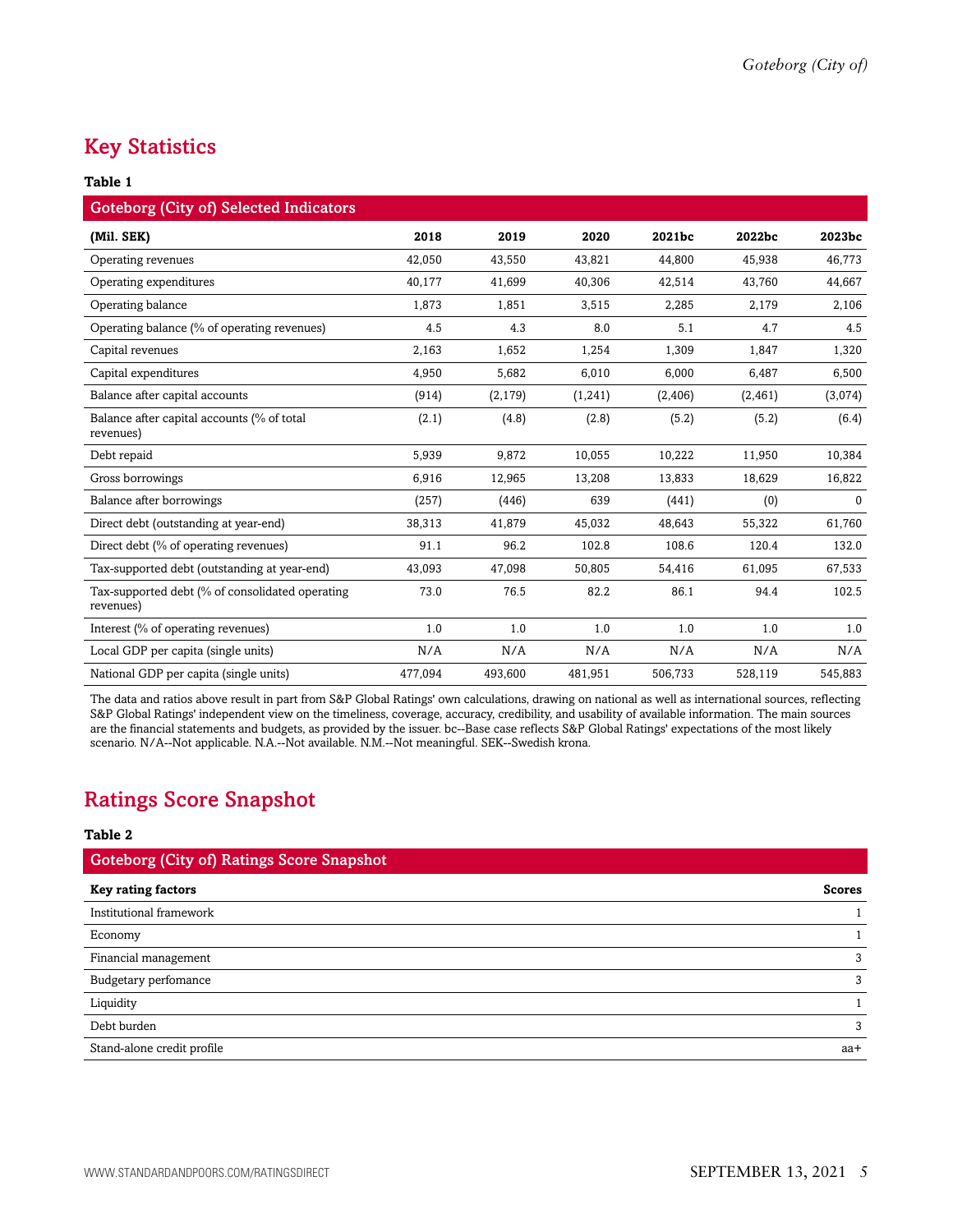## Key Statistics

**Table 1**

| Goteborg (City of) Selected Indicators | | | | | | |
|---|---|---|---|---|---|---|
| **(Mil. SEK)** | **2018** | **2019** | **2020** | **2021bc** | **2022bc** | **2023bc** |
| Operating revenues | 42,050 | 43,550 | 43,821 | 44,800 | 45,938 | 46,773 |
| Operating expenditures | 40,177 | 41,699 | 40,306 | 42,514 | 43,760 | 44,667 |
| Operating balance | 1,873 | 1,851 | 3,515 | 2,285 | 2,179 | 2,106 |
| Operating balance (% of operating revenues) | 4.5 | 4.3 | 8.0 | 5.1 | 4.7 | 4.5 |
| Capital revenues | 2,163 | 1,652 | 1,254 | 1,309 | 1,847 | 1,320 |
| Capital expenditures | 4,950 | 5,682 | 6,010 | 6,000 | 6,487 | 6,500 |
| Balance after capital accounts | (914) | (2,179) | (1,241) | (2,406) | (2,461) | (3,074) |
| Balance after capital accounts (% of total revenues) | (2.1) | (4.8) | (2.8) | (5.2) | (5.2) | (6.4) |
| Debt repaid | 5,939 | 9,872 | 10,055 | 10,222 | 11,950 | 10,384 |
| Gross borrowings | 6,916 | 12,965 | 13,208 | 13,833 | 18,629 | 16,822 |
| Balance after borrowings | (257) | (446) | 639 | (441) | (0) | 0 |
| Direct debt (outstanding at year-end) | 38,313 | 41,879 | 45,032 | 48,643 | 55,322 | 61,760 |
| Direct debt (% of operating revenues) | 91.1 | 96.2 | 102.8 | 108.6 | 120.4 | 132.0 |
| Tax-supported debt (outstanding at year-end) | 43,093 | 47,098 | 50,805 | 54,416 | 61,095 | 67,533 |
| Tax-supported debt (% of consolidated operating revenues) | 73.0 | 76.5 | 82.2 | 86.1 | 94.4 | 102.5 |
| Interest (% of operating revenues) | 1.0 | 1.0 | 1.0 | 1.0 | 1.0 | 1.0 |
| Local GDP per capita (single units) | N/A | N/A | N/A | N/A | N/A | N/A |
| National GDP per capita (single units) | 477,094 | 493,600 | 481,951 | 506,733 | 528,119 | 545,883 |

The data and ratios above result in part from S&P Global Ratings' own calculations, drawing on national as well as international sources, reflecting S&P Global Ratings' independent view on the timeliness, coverage, accuracy, credibility, and usability of available information. The main sources are the financial statements and budgets, as provided by the issuer. bc--Base case reflects S&P Global Ratings' expectations of the most likely scenario. N/A--Not applicable. N.A.--Not available. N.M.--Not meaningful. SEK--Swedish krona.

## Ratings Score Snapshot

**Table 2**

| Goteborg (City of) Ratings Score Snapshot | |
|---|---|
| **Key rating factors** | **Scores** |
| Institutional framework | 1 |
| Economy | 1 |
| Financial management | 3 |
| Budgetary perfomance | 3 |
| Liquidity | 1 |
| Debt burden | 3 |
| Stand-alone credit profile | aa+ |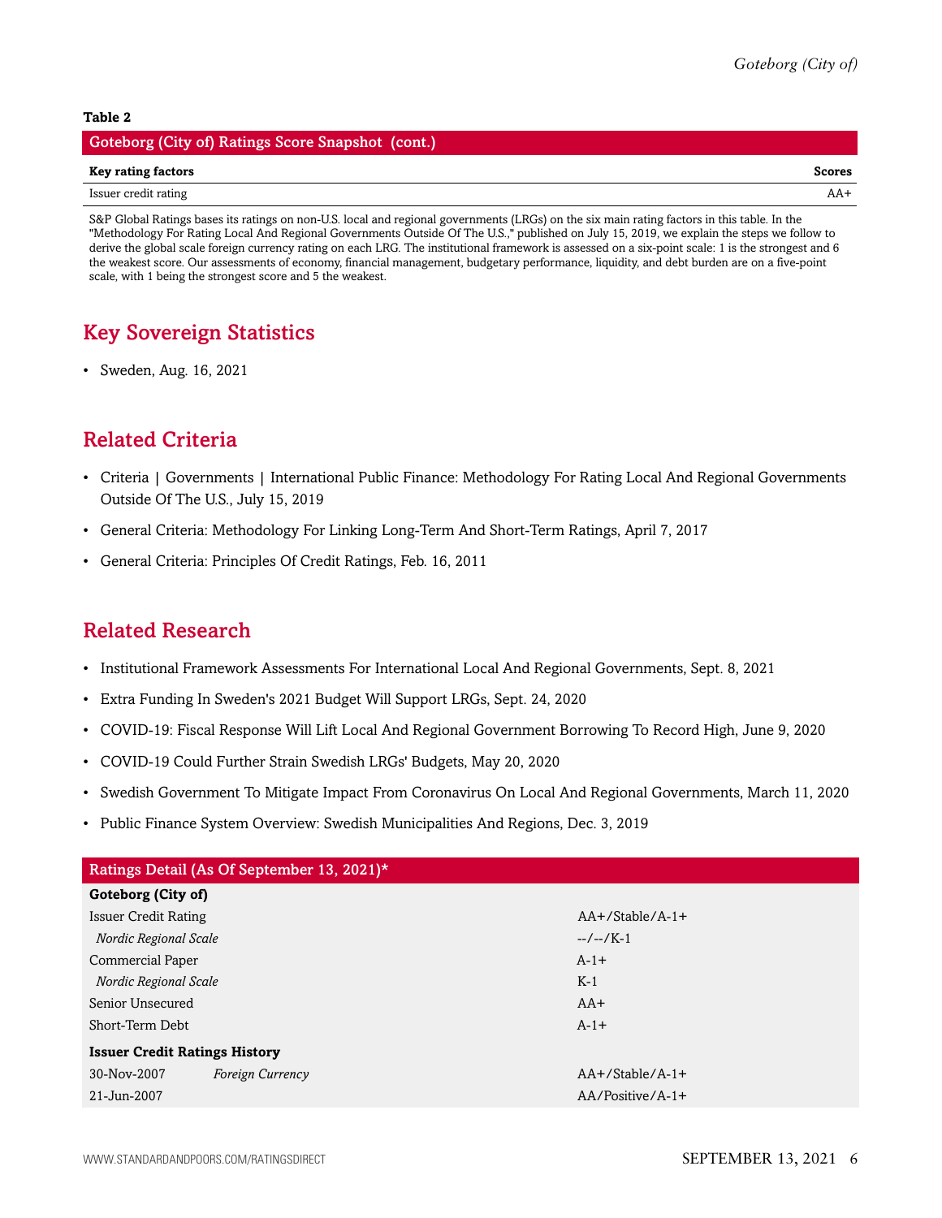**Table 2**

| Goteborg (City of) Ratings Score Snapshot (cont.) | |
|---|---|
| **Key rating factors** | **Scores** |
| Issuer credit rating | AA+ |

S&P Global Ratings bases its ratings on non-U.S. local and regional governments (LRGs) on the six main rating factors in this table. In the "Methodology For Rating Local And Regional Governments Outside Of The U.S.," published on July 15, 2019, we explain the steps we follow to derive the global scale foreign currency rating on each LRG. The institutional framework is assessed on a six-point scale: 1 is the strongest and 6 the weakest score. Our assessments of economy, financial management, budgetary performance, liquidity, and debt burden are on a five-point scale, with 1 being the strongest score and 5 the weakest.

## Key Sovereign Statistics

- Sweden, Aug. 16, 2021

## Related Criteria

- Criteria | Governments | International Public Finance: Methodology For Rating Local And Regional Governments Outside Of The U.S., July 15, 2019
- General Criteria: Methodology For Linking Long-Term And Short-Term Ratings, April 7, 2017
- General Criteria: Principles Of Credit Ratings, Feb. 16, 2011

## Related Research

- Institutional Framework Assessments For International Local And Regional Governments, Sept. 8, 2021
- Extra Funding In Sweden's 2021 Budget Will Support LRGs, Sept. 24, 2020
- COVID-19: Fiscal Response Will Lift Local And Regional Government Borrowing To Record High, June 9, 2020
- COVID-19 Could Further Strain Swedish LRGs' Budgets, May 20, 2020
- Swedish Government To Mitigate Impact From Coronavirus On Local And Regional Governments, March 11, 2020
- Public Finance System Overview: Swedish Municipalities And Regions, Dec. 3, 2019

| Ratings Detail (As Of September 13, 2021)* | | |
|---|---|---|
| **Goteborg (City of)** | | |
| Issuer Credit Rating | | AA+/Stable/A-1+ |
| *Nordic Regional Scale* | | --/--/K-1 |
| Commercial Paper | | A-1+ |
| *Nordic Regional Scale* | | K-1 |
| Senior Unsecured | | AA+ |
| Short-Term Debt | | A-1+ |
| **Issuer Credit Ratings History** | | |
| 30-Nov-2007 | *Foreign Currency* | AA+/Stable/A-1+ |
| 21-Jun-2007 | | AA/Positive/A-1+ |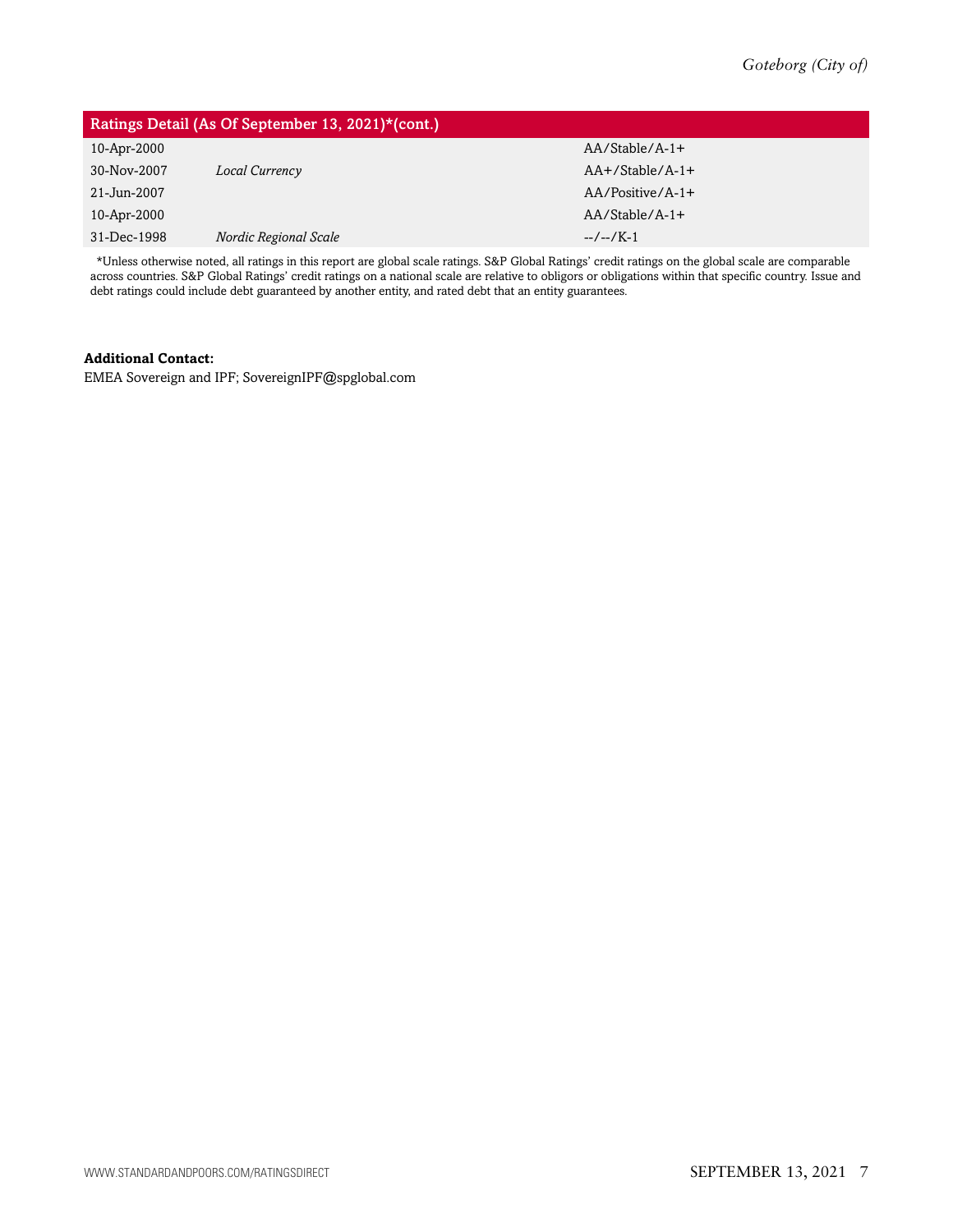| Ratings Detail (As Of September 13, 2021)*(cont.) | | |
|---|---|---|
| 10-Apr-2000 | | AA/Stable/A-1+ |
| 30-Nov-2007 | *Local Currency* | AA+/Stable/A-1+ |
| 21-Jun-2007 | | AA/Positive/A-1+ |
| 10-Apr-2000 | | AA/Stable/A-1+ |
| 31-Dec-1998 | *Nordic Regional Scale* | --/--/K-1 |

*Unless otherwise noted, all ratings in this report are global scale ratings. S&P Global Ratings' credit ratings on the global scale are comparable across countries. S&P Global Ratings' credit ratings on a national scale are relative to obligors or obligations within that specific country. Issue and debt ratings could include debt guaranteed by another entity, and rated debt that an entity guarantees.

**Additional Contact:**

EMEA Sovereign and IPF; SovereignIPF@spglobal.com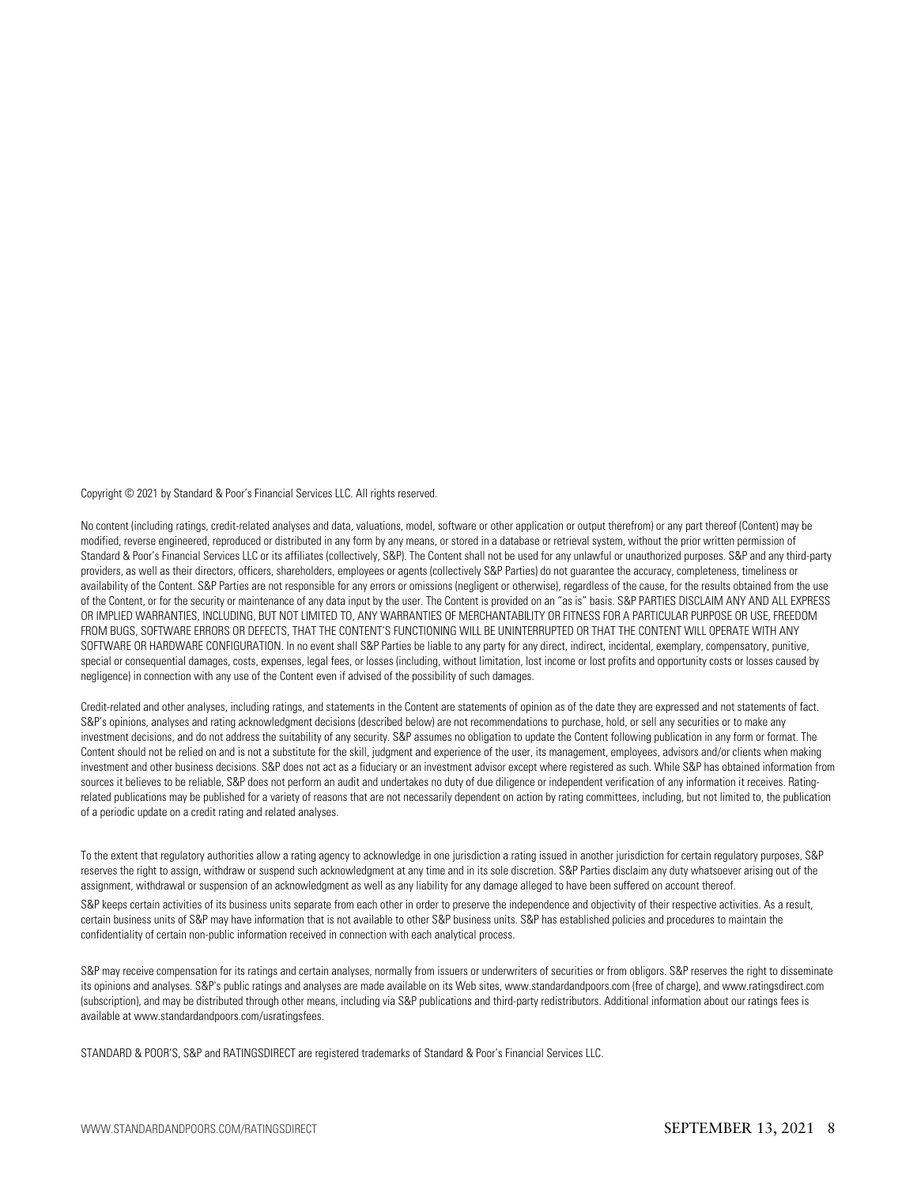Copyright © 2021 by Standard & Poor's Financial Services LLC. All rights reserved.

No content (including ratings, credit-related analyses and data, valuations, model, software or other application or output therefrom) or any part thereof (Content) may be modified, reverse engineered, reproduced or distributed in any form by any means, or stored in a database or retrieval system, without the prior written permission of Standard & Poor's Financial Services LLC or its affiliates (collectively, S&P). The Content shall not be used for any unlawful or unauthorized purposes. S&P and any third-party providers, as well as their directors, officers, shareholders, employees or agents (collectively S&P Parties) do not guarantee the accuracy, completeness, timeliness or availability of the Content. S&P Parties are not responsible for any errors or omissions (negligent or otherwise), regardless of the cause, for the results obtained from the use of the Content, or for the security or maintenance of any data input by the user. The Content is provided on an "as is" basis. S&P PARTIES DISCLAIM ANY AND ALL EXPRESS OR IMPLIED WARRANTIES, INCLUDING, BUT NOT LIMITED TO, ANY WARRANTIES OF MERCHANTABILITY OR FITNESS FOR A PARTICULAR PURPOSE OR USE, FREEDOM FROM BUGS, SOFTWARE ERRORS OR DEFECTS, THAT THE CONTENT'S FUNCTIONING WILL BE UNINTERRUPTED OR THAT THE CONTENT WILL OPERATE WITH ANY SOFTWARE OR HARDWARE CONFIGURATION. In no event shall S&P Parties be liable to any party for any direct, indirect, incidental, exemplary, compensatory, punitive, special or consequential damages, costs, expenses, legal fees, or losses (including, without limitation, lost income or lost profits and opportunity costs or losses caused by negligence) in connection with any use of the Content even if advised of the possibility of such damages.

Credit-related and other analyses, including ratings, and statements in the Content are statements of opinion as of the date they are expressed and not statements of fact. S&P's opinions, analyses and rating acknowledgment decisions (described below) are not recommendations to purchase, hold, or sell any securities or to make any investment decisions, and do not address the suitability of any security. S&P assumes no obligation to update the Content following publication in any form or format. The Content should not be relied on and is not a substitute for the skill, judgment and experience of the user, its management, employees, advisors and/or clients when making investment and other business decisions. S&P does not act as a fiduciary or an investment advisor except where registered as such. While S&P has obtained information from sources it believes to be reliable, S&P does not perform an audit and undertakes no duty of due diligence or independent verification of any information it receives. Rating-related publications may be published for a variety of reasons that are not necessarily dependent on action by rating committees, including, but not limited to, the publication of a periodic update on a credit rating and related analyses.

To the extent that regulatory authorities allow a rating agency to acknowledge in one jurisdiction a rating issued in another jurisdiction for certain regulatory purposes, S&P reserves the right to assign, withdraw or suspend such acknowledgment at any time and in its sole discretion. S&P Parties disclaim any duty whatsoever arising out of the assignment, withdrawal or suspension of an acknowledgment as well as any liability for any damage alleged to have been suffered on account thereof.

S&P keeps certain activities of its business units separate from each other in order to preserve the independence and objectivity of their respective activities. As a result, certain business units of S&P may have information that is not available to other S&P business units. S&P has established policies and procedures to maintain the confidentiality of certain non-public information received in connection with each analytical process.

S&P may receive compensation for its ratings and certain analyses, normally from issuers or underwriters of securities or from obligors. S&P reserves the right to disseminate its opinions and analyses. S&P's public ratings and analyses are made available on its Web sites, www.standardandpoors.com (free of charge), and www.ratingsdirect.com (subscription), and may be distributed through other means, including via S&P publications and third-party redistributors. Additional information about our ratings fees is available at www.standardandpoors.com/usratingsfees.

STANDARD & POOR'S, S&P and RATINGSDIRECT are registered trademarks of Standard & Poor's Financial Services LLC.